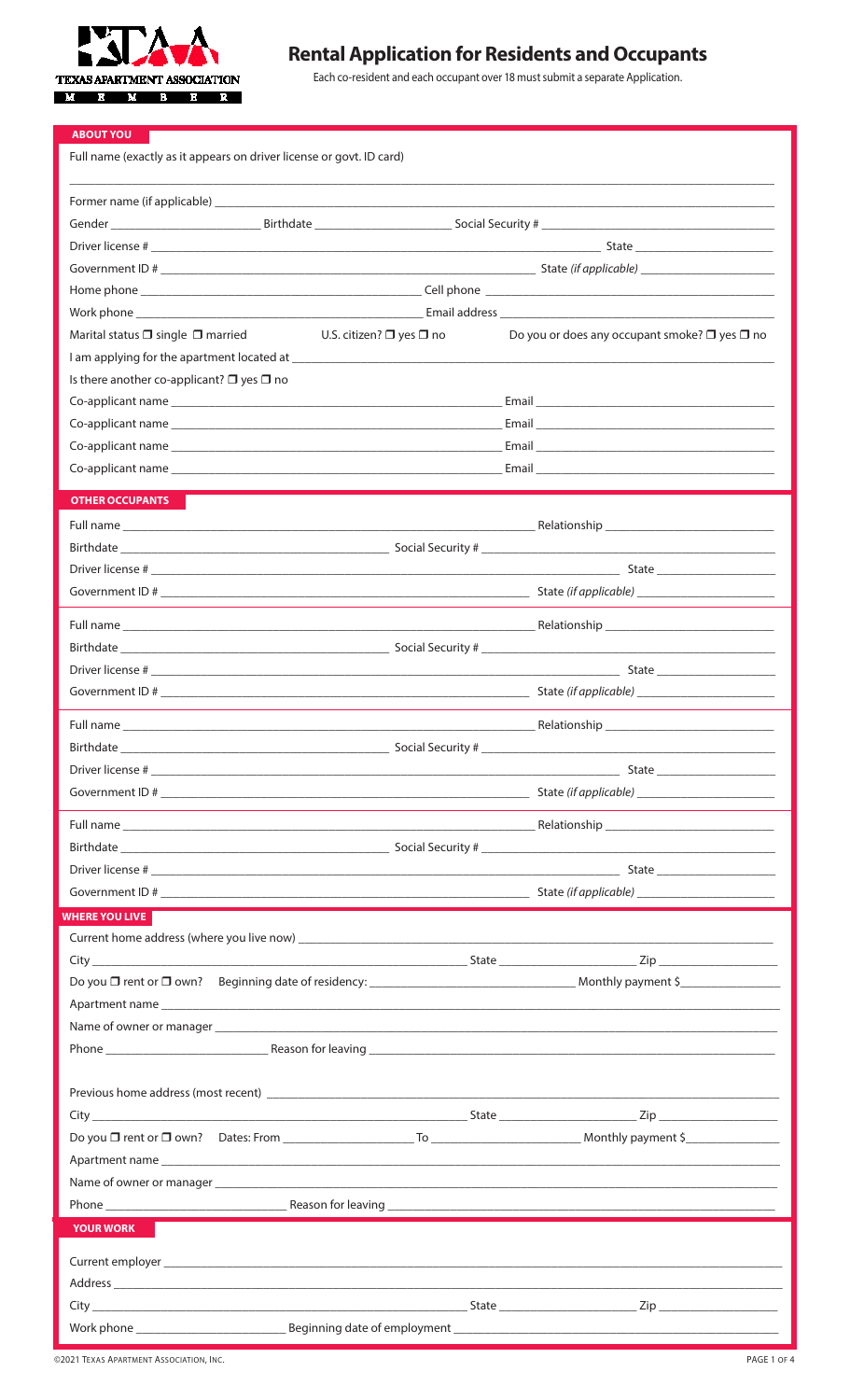# Rental Application for Residents and Occupants

Each co-resident and each occupant over 18 must submit a separate Application.

## ABOUT YOU

Full name (exactly as it appears on driver license or govt. ID card)

\_\_\_\_\_\_\_\_\_\_\_\_\_\_\_\_\_\_\_\_\_\_\_\_\_\_\_\_\_\_\_\_\_\_\_\_\_\_\_\_\_\_

Former name (if applicable) \_\_\_\_\_\_\_\_\_\_\_\_\_\_\_\_\_\_\_\_

Gender \_\_\_\_\_\_\_\_\_\_ Birthdate \_\_\_\_\_\_\_\_\_\_ Social Security # \_\_\_\_\_\_\_\_\_\_

Driver license # \_\_\_\_\_\_\_\_\_\_\_\_\_\_\_\_\_\_\_\_ State \_\_\_\_\_\_\_\_\_\_

Government ID # \_\_\_\_\_\_\_\_\_\_\_\_\_\_\_\_\_\_\_\_ State *(if applicable)* \_\_\_\_\_\_\_\_\_\_

Home phone \_\_\_\_\_\_\_\_\_\_\_\_\_\_\_\_\_\_\_\_ Cell phone \_\_\_\_\_\_\_\_\_\_\_\_\_\_\_\_\_\_\_\_

Work phone \_\_\_\_\_\_\_\_\_\_\_\_\_\_\_\_\_\_\_\_ Email address \_\_\_\_\_\_\_\_\_\_\_\_\_\_\_\_\_\_\_\_

Marital status ☐ single ☐ married U.S. citizen? ☐ yes ☐ no Do you or does any occupant smoke? ☐ yes ☐ no

I am applying for the apartment located at \_\_\_\_\_\_\_\_\_\_\_\_\_\_\_\_\_\_\_\_

Is there another co-applicant? ☐ yes ☐ no

Co-applicant name \_\_\_\_\_\_\_\_\_\_\_\_\_\_\_\_\_\_\_\_ Email \_\_\_\_\_\_\_\_\_\_\_\_\_\_\_\_\_\_\_\_

Co-applicant name \_\_\_\_\_\_\_\_\_\_\_\_\_\_\_\_\_\_\_\_ Email \_\_\_\_\_\_\_\_\_\_\_\_\_\_\_\_\_\_\_\_

Co-applicant name \_\_\_\_\_\_\_\_\_\_\_\_\_\_\_\_\_\_\_\_ Email \_\_\_\_\_\_\_\_\_\_\_\_\_\_\_\_\_\_\_\_

Co-applicant name \_\_\_\_\_\_\_\_\_\_\_\_\_\_\_\_\_\_\_\_ Email \_\_\_\_\_\_\_\_\_\_\_\_\_\_\_\_\_\_\_\_

## OTHER OCCUPANTS

Full name \_\_\_\_\_\_\_\_\_\_\_\_\_\_\_\_\_\_\_\_ Relationship \_\_\_\_\_\_\_\_\_\_\_\_\_\_\_\_\_\_\_\_

Birthdate \_\_\_\_\_\_\_\_\_\_\_\_\_\_\_\_\_\_\_\_ Social Security # \_\_\_\_\_\_\_\_\_\_\_\_\_\_\_\_\_\_\_\_

Driver license # \_\_\_\_\_\_\_\_\_\_\_\_\_\_\_\_\_\_\_\_ State \_\_\_\_\_\_\_\_\_\_

Government ID # \_\_\_\_\_\_\_\_\_\_\_\_\_\_\_\_\_\_\_\_ State *(if applicable)* \_\_\_\_\_\_\_\_\_\_

Full name \_\_\_\_\_\_\_\_\_\_\_\_\_\_\_\_\_\_\_\_ Relationship \_\_\_\_\_\_\_\_\_\_\_\_\_\_\_\_\_\_\_\_

Birthdate \_\_\_\_\_\_\_\_\_\_\_\_\_\_\_\_\_\_\_\_ Social Security # \_\_\_\_\_\_\_\_\_\_\_\_\_\_\_\_\_\_\_\_

Driver license # \_\_\_\_\_\_\_\_\_\_\_\_\_\_\_\_\_\_\_\_ State \_\_\_\_\_\_\_\_\_\_

Government ID # \_\_\_\_\_\_\_\_\_\_\_\_\_\_\_\_\_\_\_\_ State *(if applicable)* \_\_\_\_\_\_\_\_\_\_

Full name \_\_\_\_\_\_\_\_\_\_\_\_\_\_\_\_\_\_\_\_ Relationship \_\_\_\_\_\_\_\_\_\_\_\_\_\_\_\_\_\_\_\_

Birthdate \_\_\_\_\_\_\_\_\_\_\_\_\_\_\_\_\_\_\_\_ Social Security # \_\_\_\_\_\_\_\_\_\_\_\_\_\_\_\_\_\_\_\_

Driver license # \_\_\_\_\_\_\_\_\_\_\_\_\_\_\_\_\_\_\_\_ State \_\_\_\_\_\_\_\_\_\_

Government ID # \_\_\_\_\_\_\_\_\_\_\_\_\_\_\_\_\_\_\_\_ State *(if applicable)* \_\_\_\_\_\_\_\_\_\_

Full name \_\_\_\_\_\_\_\_\_\_\_\_\_\_\_\_\_\_\_\_ Relationship \_\_\_\_\_\_\_\_\_\_\_\_\_\_\_\_\_\_\_\_

Birthdate \_\_\_\_\_\_\_\_\_\_\_\_\_\_\_\_\_\_\_\_ Social Security # \_\_\_\_\_\_\_\_\_\_\_\_\_\_\_\_\_\_\_\_

Driver license # \_\_\_\_\_\_\_\_\_\_\_\_\_\_\_\_\_\_\_\_ State \_\_\_\_\_\_\_\_\_\_

Government ID # \_\_\_\_\_\_\_\_\_\_\_\_\_\_\_\_\_\_\_\_ State *(if applicable)* \_\_\_\_\_\_\_\_\_\_

## WHERE YOU LIVE

Current home address (where you live now) \_\_\_\_\_\_\_\_\_\_\_\_\_\_\_\_\_\_\_\_

City \_\_\_\_\_\_\_\_\_\_\_\_\_\_\_\_\_\_\_\_ State \_\_\_\_\_\_\_\_\_\_ Zip \_\_\_\_\_\_\_\_\_\_

Do you ☐ rent or ☐ own? Beginning date of residency: \_\_\_\_\_\_\_\_\_\_ Monthly payment $\_\_\_\_\_\_\_\_\_\_

Apartment name \_\_\_\_\_\_\_\_\_\_\_\_\_\_\_\_\_\_\_\_

Name of owner or manager \_\_\_\_\_\_\_\_\_\_\_\_\_\_\_\_\_\_\_\_

Phone \_\_\_\_\_\_\_\_\_\_ Reason for leaving \_\_\_\_\_\_\_\_\_\_\_\_\_\_\_\_\_\_\_\_

Previous home address (most recent) \_\_\_\_\_\_\_\_\_\_\_\_\_\_\_\_\_\_\_\_

City \_\_\_\_\_\_\_\_\_\_\_\_\_\_\_\_\_\_\_\_ State \_\_\_\_\_\_\_\_\_\_ Zip \_\_\_\_\_\_\_\_\_\_

Do you ☐ rent or ☐ own? Dates: From \_\_\_\_\_\_\_\_\_\_ To \_\_\_\_\_\_\_\_\_\_ Monthly payment $\_\_\_\_\_\_\_\_\_\_

Apartment name \_\_\_\_\_\_\_\_\_\_\_\_\_\_\_\_\_\_\_\_

Name of owner or manager \_\_\_\_\_\_\_\_\_\_\_\_\_\_\_\_\_\_\_\_

Phone \_\_\_\_\_\_\_\_\_\_ Reason for leaving \_\_\_\_\_\_\_\_\_\_\_\_\_\_\_\_\_\_\_\_

## YOUR WORK

Current employer \_\_\_\_\_\_\_\_\_\_\_\_\_\_\_\_\_\_\_\_

Address \_\_\_\_\_\_\_\_\_\_\_\_\_\_\_\_\_\_\_\_

City \_\_\_\_\_\_\_\_\_\_\_\_\_\_\_\_\_\_\_\_ State \_\_\_\_\_\_\_\_\_\_ Zip \_\_\_\_\_\_\_\_\_\_

Work phone \_\_\_\_\_\_\_\_\_\_ Beginning date of employment \_\_\_\_\_\_\_\_\_\_\_\_\_\_\_\_\_\_\_\_

©2021 Texas Apartment Association, Inc.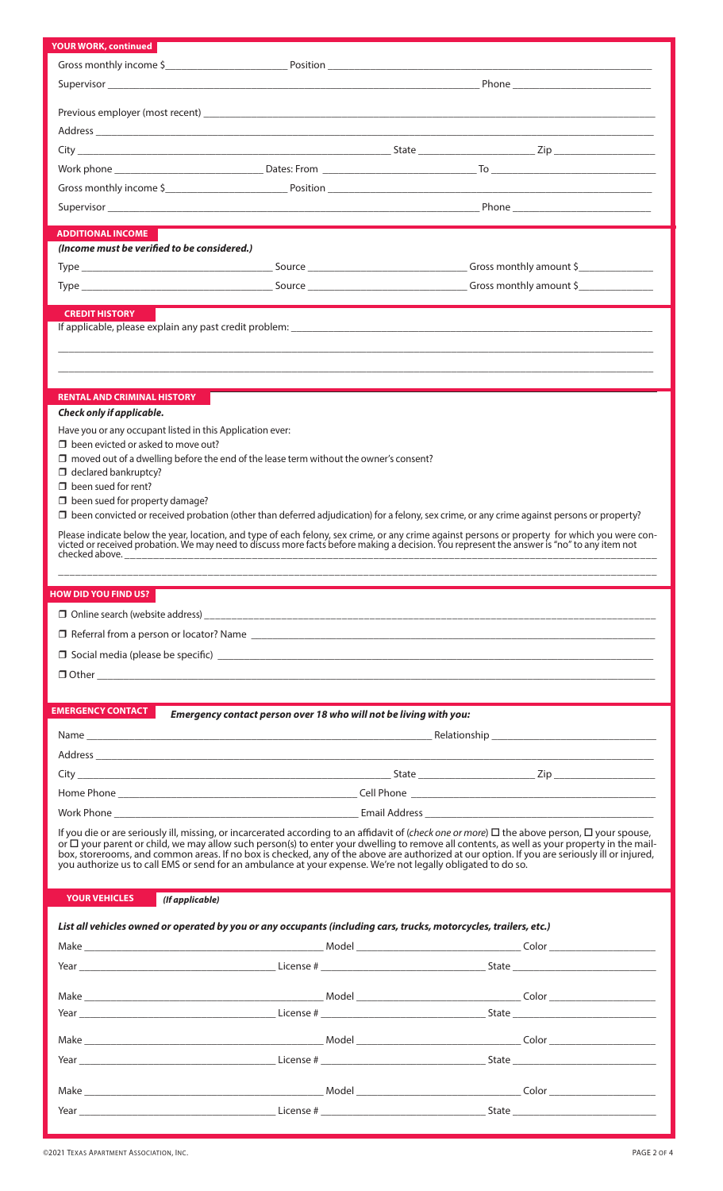## YOUR WORK, continued

Gross monthly income $______________ Position ______________________________

Supervisor ______________________________ Phone ______________

Previous employer (most recent) ______________________________

Address ______________________________

City ______________________ State ______________ Zip ______________

Work phone ______________ Dates: From ______________ To ______________

Gross monthly income $______________ Position ______________________________

Supervisor ______________________________ Phone ______________

## ADDITIONAL INCOME

***(Income must be verified to be considered.)***

Type ______________ Source ______________ Gross monthly amount $______________

Type ______________ Source ______________ Gross monthly amount $______________

## CREDIT HISTORY

If applicable, please explain any past credit problem: ______________________________

______________________________

______________________________

## RENTAL AND CRIMINAL HISTORY

***Check only if applicable.***

Have you or any occupant listed in this Application ever:

- ☐ been evicted or asked to move out?
- ☐ moved out of a dwelling before the end of the lease term without the owner's consent?
- ☐ declared bankruptcy?
- ☐ been sued for rent?
- ☐ been sued for property damage?
- ☐ been convicted or received probation (other than deferred adjudication) for a felony, sex crime, or any crime against persons or property?

Please indicate below the year, location, and type of each felony, sex crime, or any crime against persons or property for which you were convicted or received probation. We may need to discuss more facts before making a decision. You represent the answer is "no" to any item not checked above. ______________________________

______________________________

## HOW DID YOU FIND US?

- ☐ Online search (website address) ______________________________
- ☐ Referral from a person or locator? Name ______________________________
- ☐ Social media (please be specific) ______________________________
- ☐ Other ______________________________

## EMERGENCY CONTACT

***Emergency contact person over 18 who will not be living with you:***

Name ______________________________ Relationship ______________

Address ______________________________

City ______________________ State ______________ Zip ______________

Home Phone ______________________ Cell Phone ______________________

Work Phone ______________________ Email Address ______________________

If you die or are seriously ill, missing, or incarcerated according to an affidavit of (*check one or more*) ☐ the above person, ☐ your spouse, or ☐ your parent or child, we may allow such person(s) to enter your dwelling to remove all contents, as well as your property in the mailbox, storerooms, and common areas. If no box is checked, any of the above are authorized at our option. If you are seriously ill or injured, you authorize us to call EMS or send for an ambulance at your expense. We're not legally obligated to do so.

## YOUR VEHICLES ***(If applicable)***

***List all vehicles owned or operated by you or any occupants (including cars, trucks, motorcycles, trailers, etc.)***

Make ______________ Model ______________ Color ______________

Year ______________ License # ______________ State ______________

Make ______________ Model ______________ Color ______________

Year ______________ License # ______________ State ______________

Make ______________ Model ______________ Color ______________

Year ______________ License # ______________ State ______________

Make ______________ Model ______________ Color ______________

Year ______________ License # ______________ State ______________

©2021 Texas Apartment Association, Inc.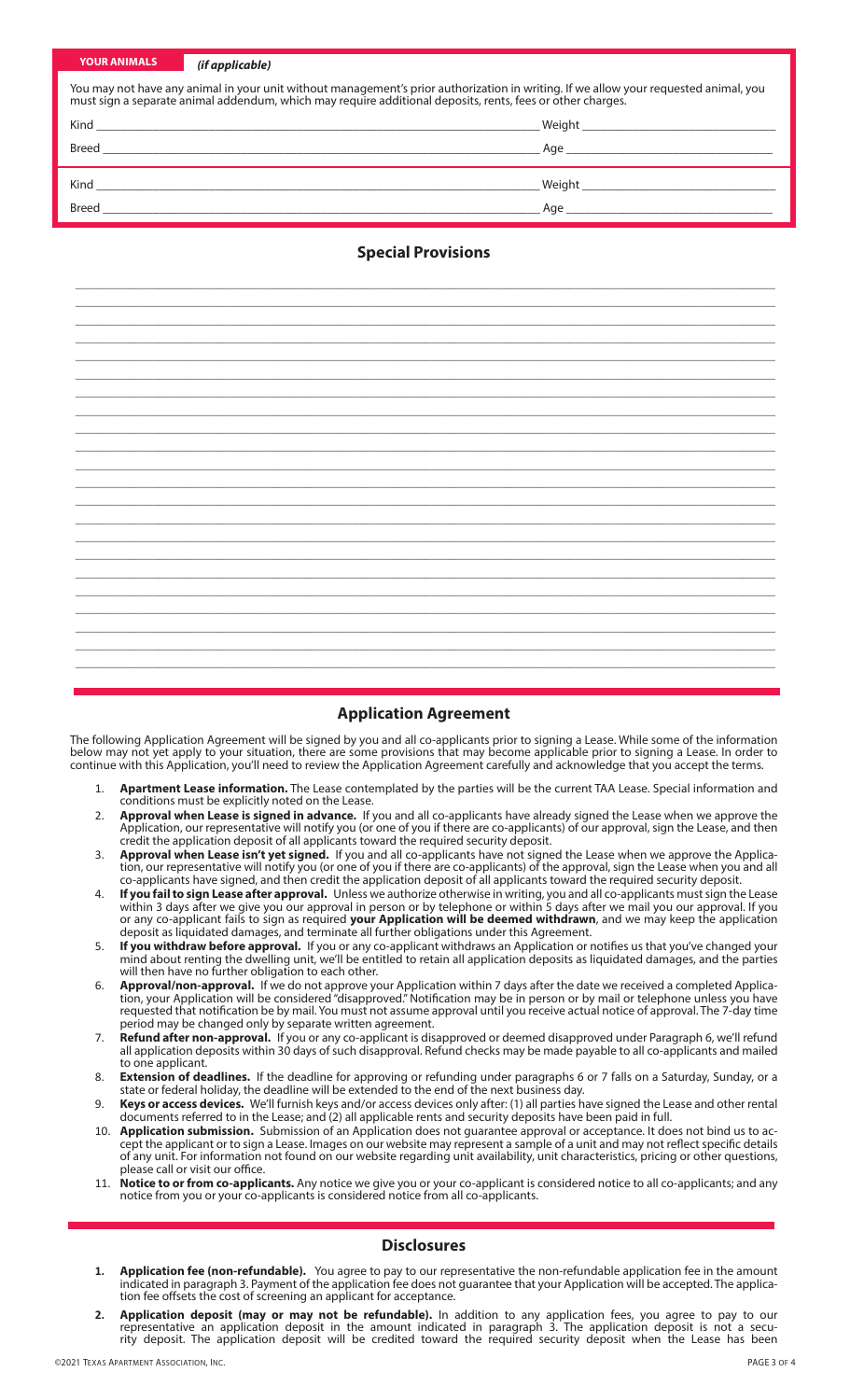**YOUR ANIMALS** *(if applicable)*

You may not have any animal in your unit without management's prior authorization in writing. If we allow your requested animal, you must sign a separate animal addendum, which may require additional deposits, rents, fees or other charges.

Kind ______________________________ Weight ______________________________

Breed ______________________________ Age ______________________________

Kind ______________________________ Weight ______________________________

Breed ______________________________ Age ______________________________

## Special Provisions

______________________________________________________________________________

______________________________________________________________________________

______________________________________________________________________________

______________________________________________________________________________

______________________________________________________________________________

______________________________________________________________________________

______________________________________________________________________________

______________________________________________________________________________

______________________________________________________________________________

______________________________________________________________________________

______________________________________________________________________________

______________________________________________________________________________

______________________________________________________________________________

______________________________________________________________________________

______________________________________________________________________________

______________________________________________________________________________

______________________________________________________________________________

______________________________________________________________________________

______________________________________________________________________________

______________________________________________________________________________

______________________________________________________________________________

______________________________________________________________________________

______________________________________________________________________________

## Application Agreement

The following Application Agreement will be signed by you and all co-applicants prior to signing a Lease. While some of the information below may not yet apply to your situation, there are some provisions that may become applicable prior to signing a Lease. In order to continue with this Application, you'll need to review the Application Agreement carefully and acknowledge that you accept the terms.

1. **Apartment Lease information.** The Lease contemplated by the parties will be the current TAA Lease. Special information and conditions must be explicitly noted on the Lease.
2. **Approval when Lease is signed in advance.** If you and all co-applicants have already signed the Lease when we approve the Application, our representative will notify you (or one of you if there are co-applicants) of our approval, sign the Lease, and then credit the application deposit of all applicants toward the required security deposit.
3. **Approval when Lease isn't yet signed.** If you and all co-applicants have not signed the Lease when we approve the Application, our representative will notify you (or one of you if there are co-applicants) of the approval, sign the Lease when you and all co-applicants have signed, and then credit the application deposit of all applicants toward the required security deposit.
4. **If you fail to sign Lease after approval.** Unless we authorize otherwise in writing, you and all co-applicants must sign the Lease within 3 days after we give you our approval in person or by telephone or within 5 days after we mail you our approval. If you or any co-applicant fails to sign as required **your Application will be deemed withdrawn**, and we may keep the application deposit as liquidated damages, and terminate all further obligations under this Agreement.
5. **If you withdraw before approval.** If you or any co-applicant withdraws an Application or notifies us that you've changed your mind about renting the dwelling unit, we'll be entitled to retain all application deposits as liquidated damages, and the parties will then have no further obligation to each other.
6. **Approval/non-approval.** If we do not approve your Application within 7 days after the date we received a completed Application, your Application will be considered "disapproved." Notification may be in person or by mail or telephone unless you have requested that notification be by mail. You must not assume approval until you receive actual notice of approval. The 7-day time period may be changed only by separate written agreement.
7. **Refund after non-approval.** If you or any co-applicant is disapproved or deemed disapproved under Paragraph 6, we'll refund all application deposits within 30 days of such disapproval. Refund checks may be made payable to all co-applicants and mailed to one applicant.
8. **Extension of deadlines.** If the deadline for approving or refunding under paragraphs 6 or 7 falls on a Saturday, Sunday, or a state or federal holiday, the deadline will be extended to the end of the next business day.
9. **Keys or access devices.** We'll furnish keys and/or access devices only after: (1) all parties have signed the Lease and other rental documents referred to in the Lease; and (2) all applicable rents and security deposits have been paid in full.
10. **Application submission.** Submission of an Application does not guarantee approval or acceptance. It does not bind us to accept the applicant or to sign a Lease. Images on our website may represent a sample of a unit and may not reflect specific details of any unit. For information not found on our website regarding unit availability, unit characteristics, pricing or other questions, please call or visit our office.
11. **Notice to or from co-applicants.** Any notice we give you or your co-applicant is considered notice to all co-applicants; and any notice from you or your co-applicants is considered notice from all co-applicants.

## Disclosures

1. **Application fee (non-refundable).** You agree to pay to our representative the non-refundable application fee in the amount indicated in paragraph 3. Payment of the application fee does not guarantee that your Application will be accepted. The application fee offsets the cost of screening an applicant for acceptance.
2. **Application deposit (may or may not be refundable).** In addition to any application fees, you agree to pay to our representative an application deposit in the amount indicated in paragraph 3. The application deposit is not a security deposit. The application deposit will be credited toward the required security deposit when the Lease has been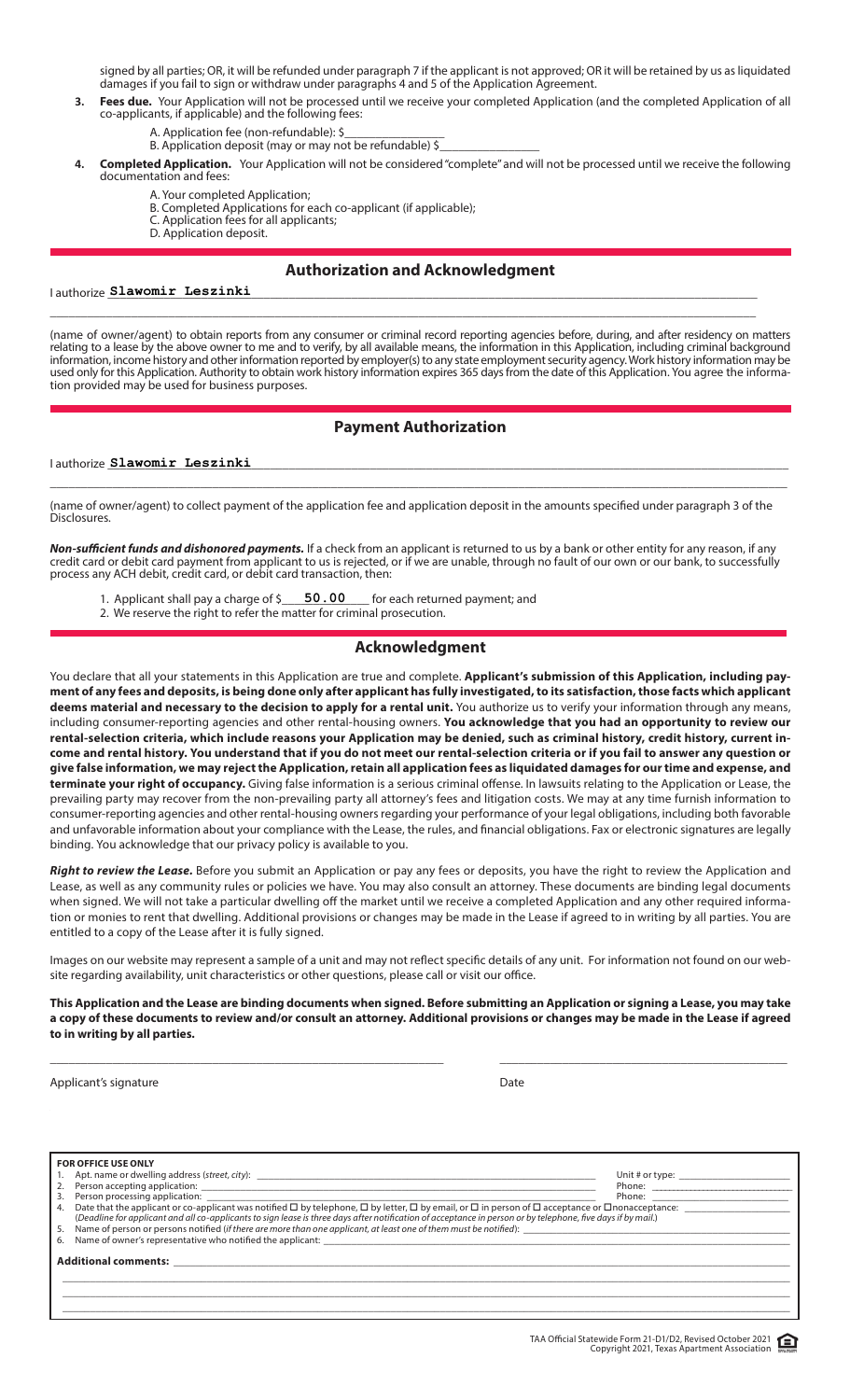signed by all parties; OR, it will be refunded under paragraph 7 if the applicant is not approved; OR it will be retained by us as liquidated damages if you fail to sign or withdraw under paragraphs 4 and 5 of the Application Agreement.

3. **Fees due.** Your Application will not be processed until we receive your completed Application (and the completed Application of all co-applicants, if applicable) and the following fees:

   A. Application fee (non-refundable): $\_\_\_\_\_\_\_\_\_\_\_\_

   B. Application deposit (may or may not be refundable) $\_\_\_\_\_\_\_\_\_\_\_\_

4. **Completed Application.** Your Application will not be considered "complete" and will not be processed until we receive the following documentation and fees:

   A. Your completed Application;

   B. Completed Applications for each co-applicant (if applicable);

   C. Application fees for all applicants;

   D. Application deposit.

## Authorization and Acknowledgment

I authorize **Slawomir Leszinki**

(name of owner/agent) to obtain reports from any consumer or criminal record reporting agencies before, during, and after residency on matters relating to a lease by the above owner to me and to verify, by all available means, the information in this Application, including criminal background information, income history and other information reported by employer(s) to any state employment security agency. Work history information may be used only for this Application. Authority to obtain work history information expires 365 days from the date of this Application. You agree the information provided may be used for business purposes.

## Payment Authorization

I authorize **Slawomir Leszinki**

(name of owner/agent) to collect payment of the application fee and application deposit in the amounts specified under paragraph 3 of the Disclosures.

***Non-sufficient funds and dishonored payments.*** If a check from an applicant is returned to us by a bank or other entity for any reason, if any credit card or debit card payment from applicant to us is rejected, or if we are unable, through no fault of our own or our bank, to successfully process any ACH debit, credit card, or debit card transaction, then:

1. Applicant shall pay a charge of $ **50.00** for each returned payment; and
2. We reserve the right to refer the matter for criminal prosecution.

## Acknowledgment

You declare that all your statements in this Application are true and complete. **Applicant's submission of this Application, including payment of any fees and deposits, is being done only after applicant has fully investigated, to its satisfaction, those facts which applicant deems material and necessary to the decision to apply for a rental unit.** You authorize us to verify your information through any means, including consumer-reporting agencies and other rental-housing owners. **You acknowledge that you had an opportunity to review our rental-selection criteria, which include reasons your Application may be denied, such as criminal history, credit history, current income and rental history. You understand that if you do not meet our rental-selection criteria or if you fail to answer any question or give false information, we may reject the Application, retain all application fees as liquidated damages for our time and expense, and terminate your right of occupancy.** Giving false information is a serious criminal offense. In lawsuits relating to the Application or Lease, the prevailing party may recover from the non-prevailing party all attorney's fees and litigation costs. We may at any time furnish information to consumer-reporting agencies and other rental-housing owners regarding your performance of your legal obligations, including both favorable and unfavorable information about your compliance with the Lease, the rules, and financial obligations. Fax or electronic signatures are legally binding. You acknowledge that our privacy policy is available to you.

***Right to review the Lease.*** Before you submit an Application or pay any fees or deposits, you have the right to review the Application and Lease, as well as any community rules or policies we have. You may also consult an attorney. These documents are binding legal documents when signed. We will not take a particular dwelling off the market until we receive a completed Application and any other required information or monies to rent that dwelling. Additional provisions or changes may be made in the Lease if agreed to in writing by all parties. You are entitled to a copy of the Lease after it is fully signed.

Images on our website may represent a sample of a unit and may not reflect specific details of any unit. For information not found on our website regarding availability, unit characteristics or other questions, please call or visit our office.

**This Application and the Lease are binding documents when signed. Before submitting an Application or signing a Lease, you may take a copy of these documents to review and/or consult an attorney. Additional provisions or changes may be made in the Lease if agreed to in writing by all parties.**

\_\_\_\_\_\_\_\_\_\_\_\_\_\_\_\_\_\_\_\_\_\_\_\_\_\_\_\_\_\_ \_\_\_\_\_\_\_\_\_\_\_\_\_\_\_\_\_\_\_\_

Applicant's signature Date

**FOR OFFICE USE ONLY**

1. Apt. name or dwelling address (*street, city*): \_\_\_\_\_\_\_\_\_\_\_\_ Unit # or type: \_\_\_\_\_\_\_\_
2. Person accepting application: \_\_\_\_\_\_\_\_\_\_\_\_ Phone: \_\_\_\_\_\_\_\_
3. Person processing application: \_\_\_\_\_\_\_\_\_\_\_\_ Phone: \_\_\_\_\_\_\_\_
4. Date that the applicant or co-applicant was notified ☐ by telephone, ☐ by letter, ☐ by email, or ☐ in person of ☐ acceptance or ☐ nonacceptance: \_\_\_\_\_\_\_\_
   (*Deadline for applicant and all co-applicants to sign lease is three days after notification of acceptance in person or by telephone, five days if by mail.*)
5. Name of person or persons notified (*if there are more than one applicant, at least one of them must be notified*): \_\_\_\_\_\_\_\_
6. Name of owner's representative who notified the applicant: \_\_\_\_\_\_\_\_

**Additional comments:** \_\_\_\_\_\_\_\_\_\_\_\_

TAA Official Statewide Form 21-D1/D2, Revised October 2021
Copyright 2021, Texas Apartment Association